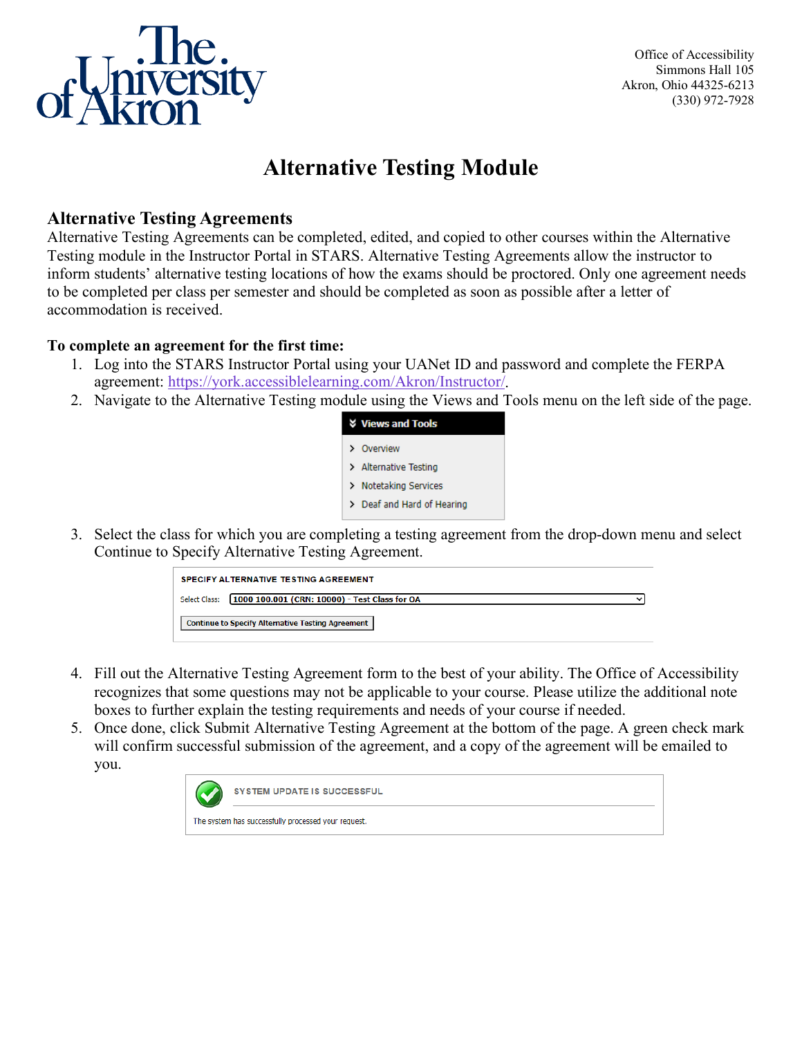Office of Accessibility
Simmons Hall 105
Akron, Ohio 44325-6213
(330) 972-7928

# Alternative Testing Module

## Alternative Testing Agreements

Alternative Testing Agreements can be completed, edited, and copied to other courses within the Alternative Testing module in the Instructor Portal in STARS. Alternative Testing Agreements allow the instructor to inform students' alternative testing locations of how the exams should be proctored. Only one agreement needs to be completed per class per semester and should be completed as soon as possible after a letter of accommodation is received.

**To complete an agreement for the first time:**

1. Log into the STARS Instructor Portal using your UANet ID and password and complete the FERPA agreement: https://york.accessiblelearning.com/Akron/Instructor/.
2. Navigate to the Alternative Testing module using the Views and Tools menu on the left side of the page.
3. Select the class for which you are completing a testing agreement from the drop-down menu and select Continue to Specify Alternative Testing Agreement.
4. Fill out the Alternative Testing Agreement form to the best of your ability. The Office of Accessibility recognizes that some questions may not be applicable to your course. Please utilize the additional note boxes to further explain the testing requirements and needs of your course if needed.
5. Once done, click Submit Alternative Testing Agreement at the bottom of the page. A green check mark will confirm successful submission of the agreement, and a copy of the agreement will be emailed to you.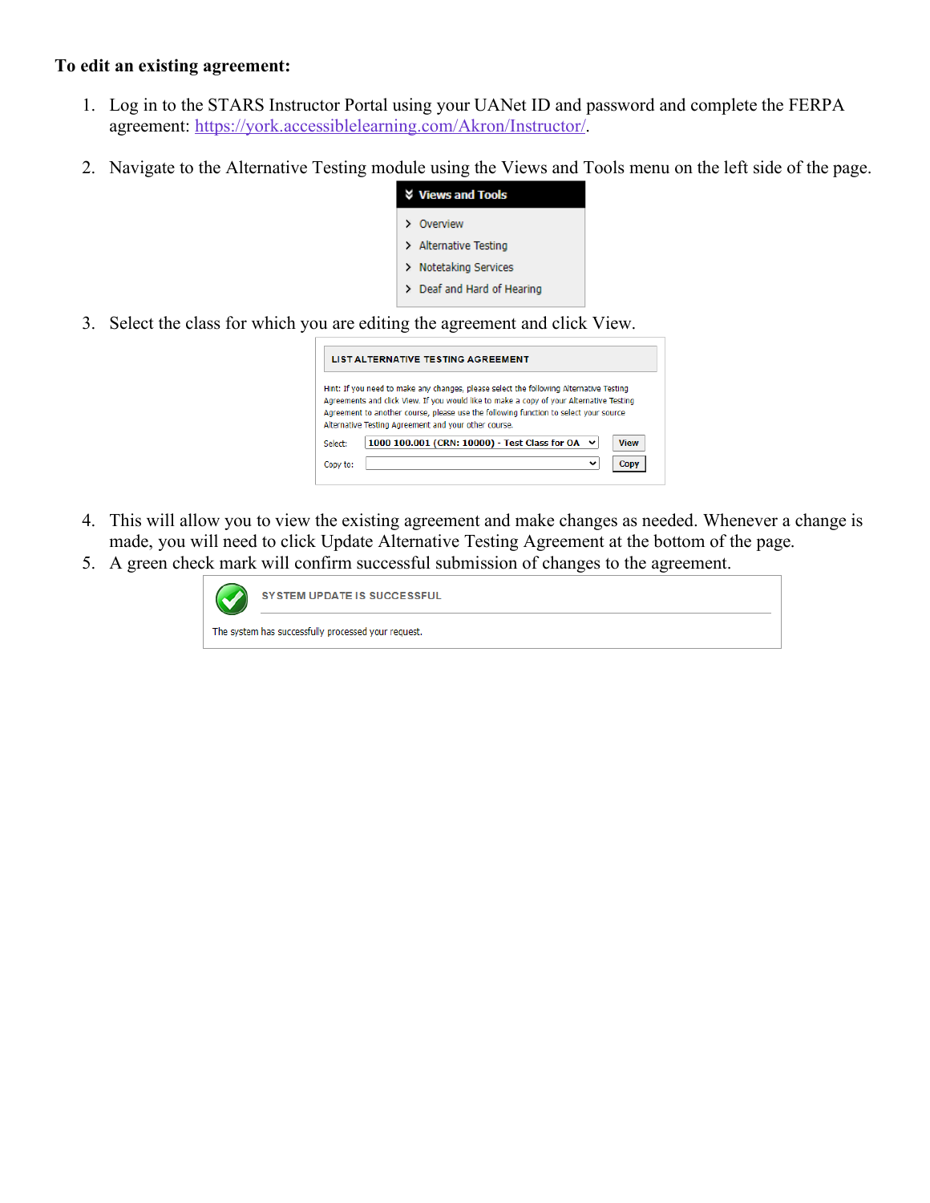**To edit an existing agreement:**

1. Log in to the STARS Instructor Portal using your UANet ID and password and complete the FERPA agreement: [https://york.accessiblelearning.com/Akron/Instructor/](https://york.accessiblelearning.com/Akron/Instructor/).

2. Navigate to the Alternative Testing module using the Views and Tools menu on the left side of the page.

3. Select the class for which you are editing the agreement and click View.

4. This will allow you to view the existing agreement and make changes as needed. Whenever a change is made, you will need to click Update Alternative Testing Agreement at the bottom of the page.
5. A green check mark will confirm successful submission of changes to the agreement.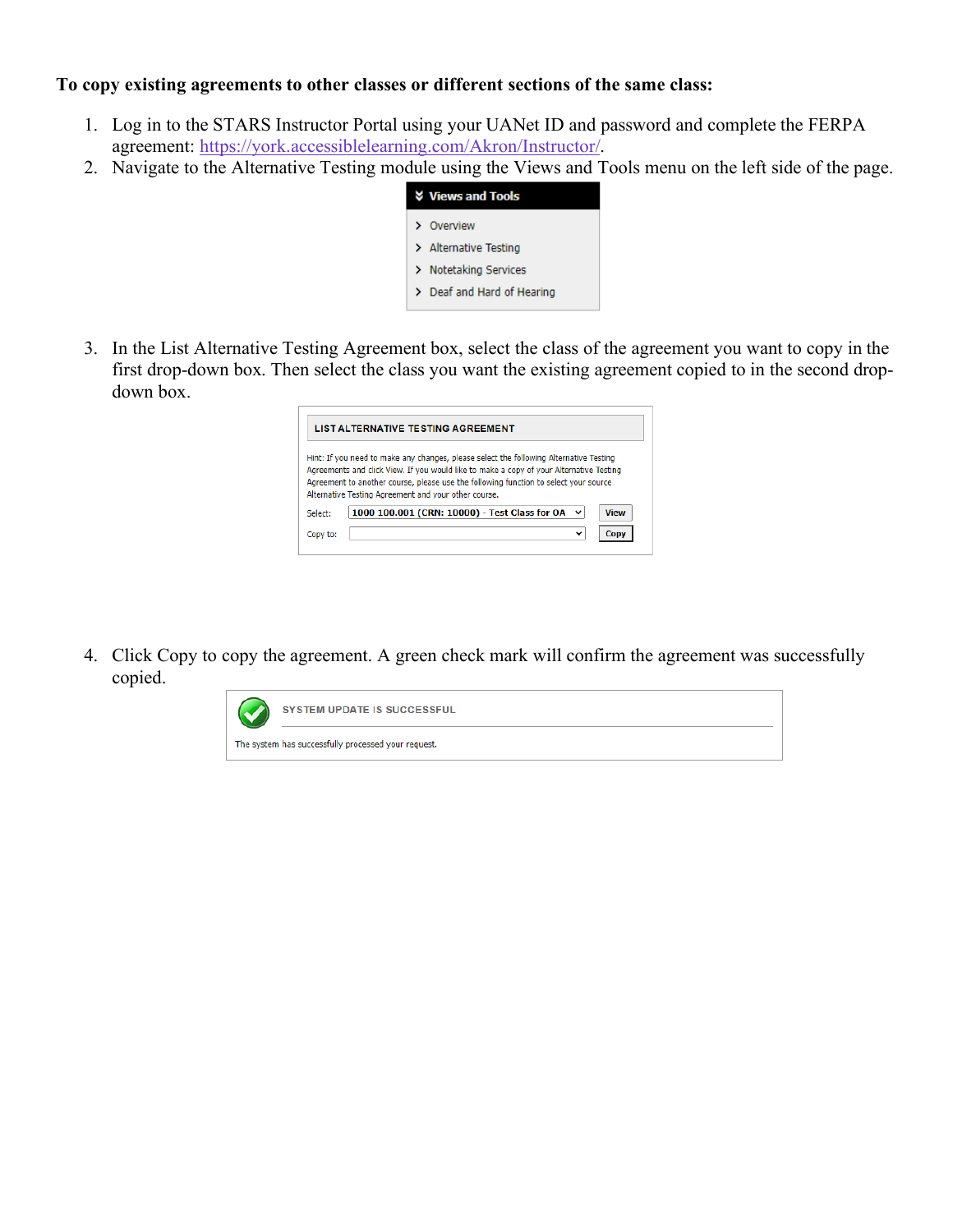**To copy existing agreements to other classes or different sections of the same class:**

1. Log in to the STARS Instructor Portal using your UANet ID and password and complete the FERPA agreement: [https://york.accessiblelearning.com/Akron/Instructor/](https://york.accessiblelearning.com/Akron/Instructor/).
2. Navigate to the Alternative Testing module using the Views and Tools menu on the left side of the page.

   **Views and Tools**
   - Overview
   - Alternative Testing
   - Notetaking Services
   - Deaf and Hard of Hearing

3. In the List Alternative Testing Agreement box, select the class of the agreement you want to copy in the first drop-down box. Then select the class you want the existing agreement copied to in the second drop-down box.

   **LIST ALTERNATIVE TESTING AGREEMENT**

   Hint: If you need to make any changes, please select the following Alternative Testing Agreements and click View. If you would like to make a copy of your Alternative Testing Agreement to another course, please use the following function to select your source Alternative Testing Agreement and your other course.

   Select: 1000 100.001 (CRN: 10000) - Test Class for OA [View]

   Copy to: [Copy]

4. Click Copy to copy the agreement. A green check mark will confirm the agreement was successfully copied.

   **SYSTEM UPDATE IS SUCCESSFUL**

   The system has successfully processed your request.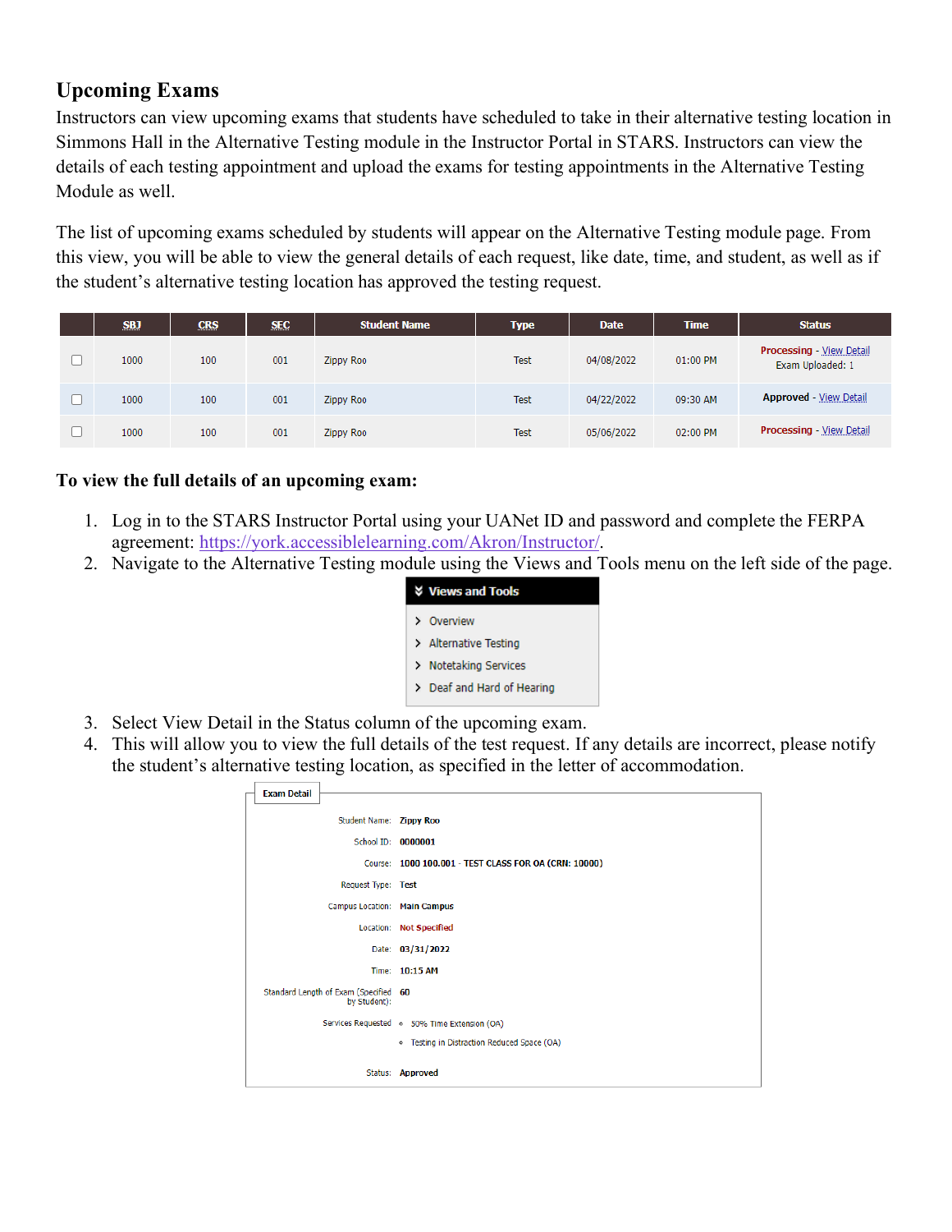## Upcoming Exams

Instructors can view upcoming exams that students have scheduled to take in their alternative testing location in Simmons Hall in the Alternative Testing module in the Instructor Portal in STARS. Instructors can view the details of each testing appointment and upload the exams for testing appointments in the Alternative Testing Module as well.

The list of upcoming exams scheduled by students will appear on the Alternative Testing module page. From this view, you will be able to view the general details of each request, like date, time, and student, as well as if the student's alternative testing location has approved the testing request.

| | SBJ | CRS | SEC | Student Name | Type | Date | Time | Status |
|---|---|---|---|---|---|---|---|---|
| ☐ | 1000 | 100 | 001 | Zippy Roo | Test | 04/08/2022 | 01:00 PM | Processing - View Detail Exam Uploaded: 1 |
| ☐ | 1000 | 100 | 001 | Zippy Roo | Test | 04/22/2022 | 09:30 AM | Approved - View Detail |
| ☐ | 1000 | 100 | 001 | Zippy Roo | Test | 05/06/2022 | 02:00 PM | Processing - View Detail |

**To view the full details of an upcoming exam:**

1. Log in to the STARS Instructor Portal using your UANet ID and password and complete the FERPA agreement: https://york.accessiblelearning.com/Akron/Instructor/.
2. Navigate to the Alternative Testing module using the Views and Tools menu on the left side of the page.

   **Views and Tools**
   - Overview
   - Alternative Testing
   - Notetaking Services
   - Deaf and Hard of Hearing

3. Select View Detail in the Status column of the upcoming exam.
4. This will allow you to view the full details of the test request. If any details are incorrect, please notify the student's alternative testing location, as specified in the letter of accommodation.

**Exam Detail**

| | |
|---|---|
| Student Name: | Zippy Roo |
| School ID: | 0000001 |
| Course: | 1000 100.001 - TEST CLASS FOR OA (CRN: 10000) |
| Request Type: | Test |
| Campus Location: | Main Campus |
| Location: | Not Specified |
| Date: | 03/31/2022 |
| Time: | 10:15 AM |
| Standard Length of Exam (Specified by Student): | 60 |
| Services Requested | • 50% Time Extension (OA)<br>• Testing in Distraction Reduced Space (OA) |
| Status: | Approved |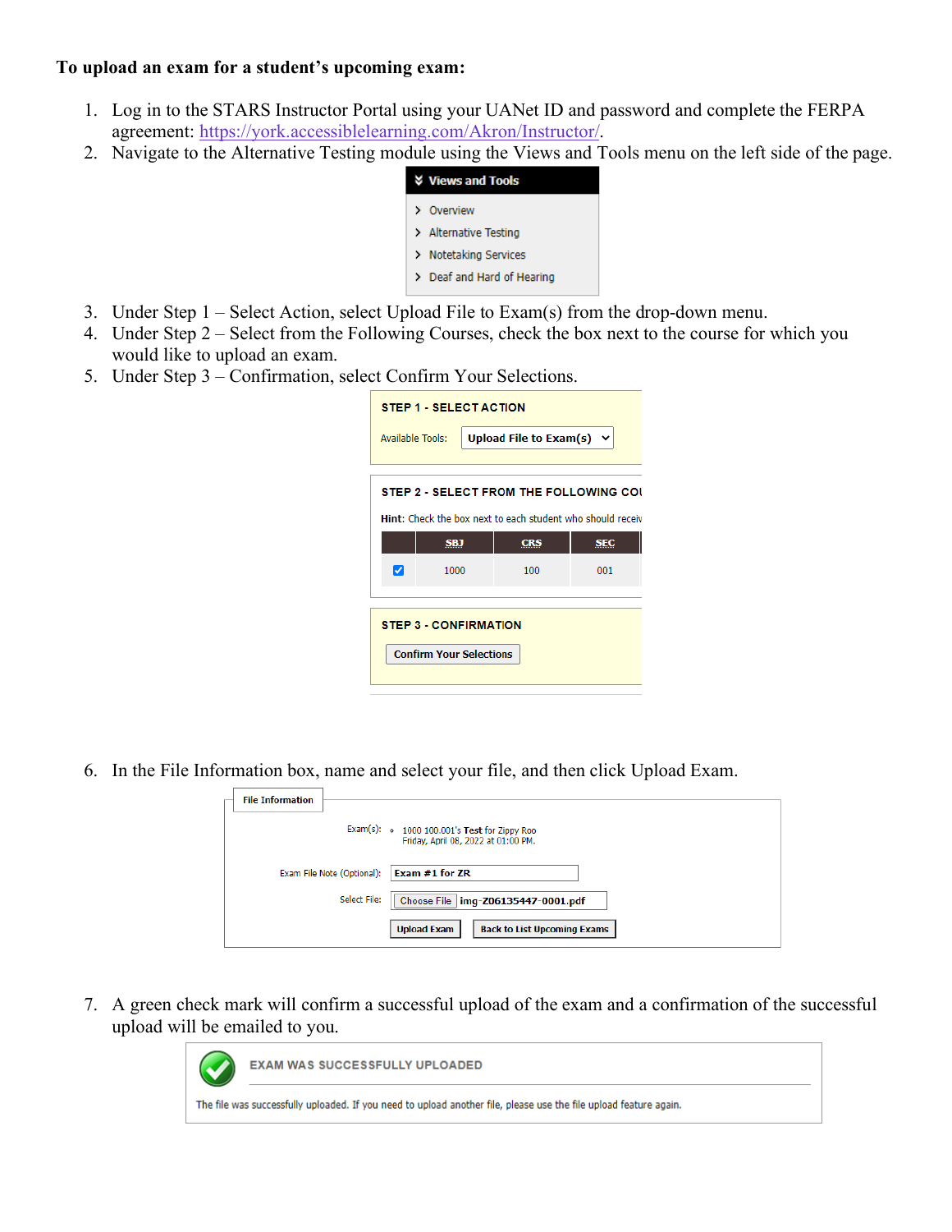**To upload an exam for a student's upcoming exam:**

1. Log in to the STARS Instructor Portal using your UANet ID and password and complete the FERPA agreement: [https://york.accessiblelearning.com/Akron/Instructor/](https://york.accessiblelearning.com/Akron/Instructor/).
2. Navigate to the Alternative Testing module using the Views and Tools menu on the left side of the page.
3. Under Step 1 – Select Action, select Upload File to Exam(s) from the drop-down menu.
4. Under Step 2 – Select from the Following Courses, check the box next to the course for which you would like to upload an exam.
5. Under Step 3 – Confirmation, select Confirm Your Selections.
6. In the File Information box, name and select your file, and then click Upload Exam.
7. A green check mark will confirm a successful upload of the exam and a confirmation of the successful upload will be emailed to you.